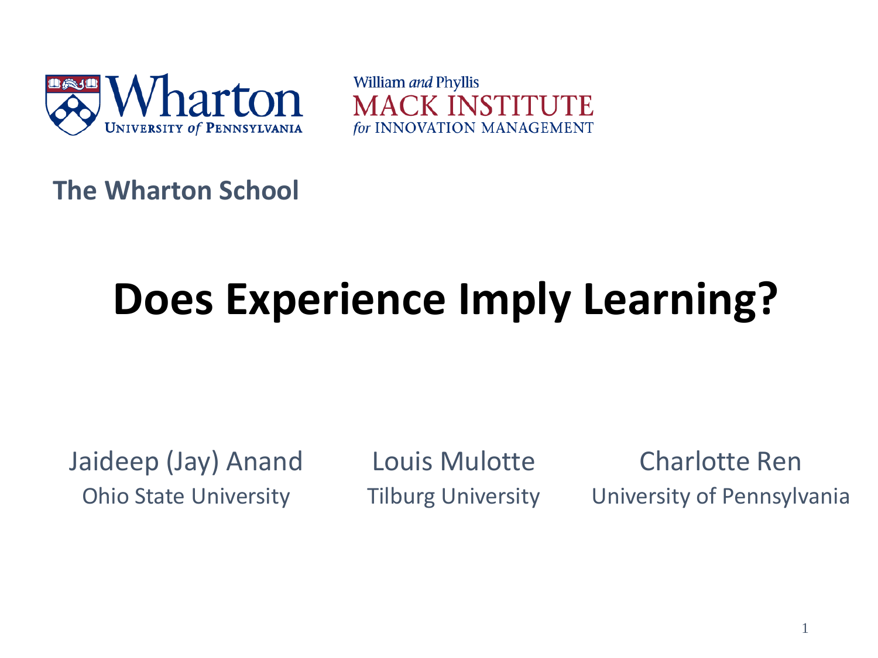Wharton
UNIVERSITY of PENNSYLVANIA

William and Phyllis
MACK INSTITUTE
for INNOVATION MANAGEMENT

**The Wharton School**

# Does Experience Imply Learning?

Jaideep (Jay) Anand
Ohio State University

Louis Mulotte
Tilburg University

Charlotte Ren
University of Pennsylvania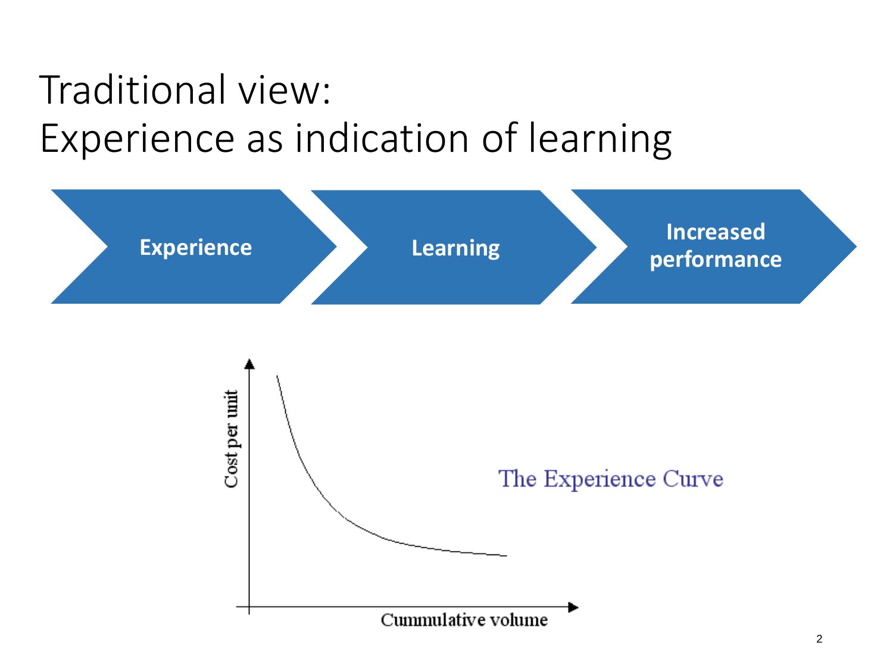# Traditional view: Experience as indication of learning

**Experience** → **Learning** → **Increased performance**

Cost per unit

The Experience Curve

Cummulative volume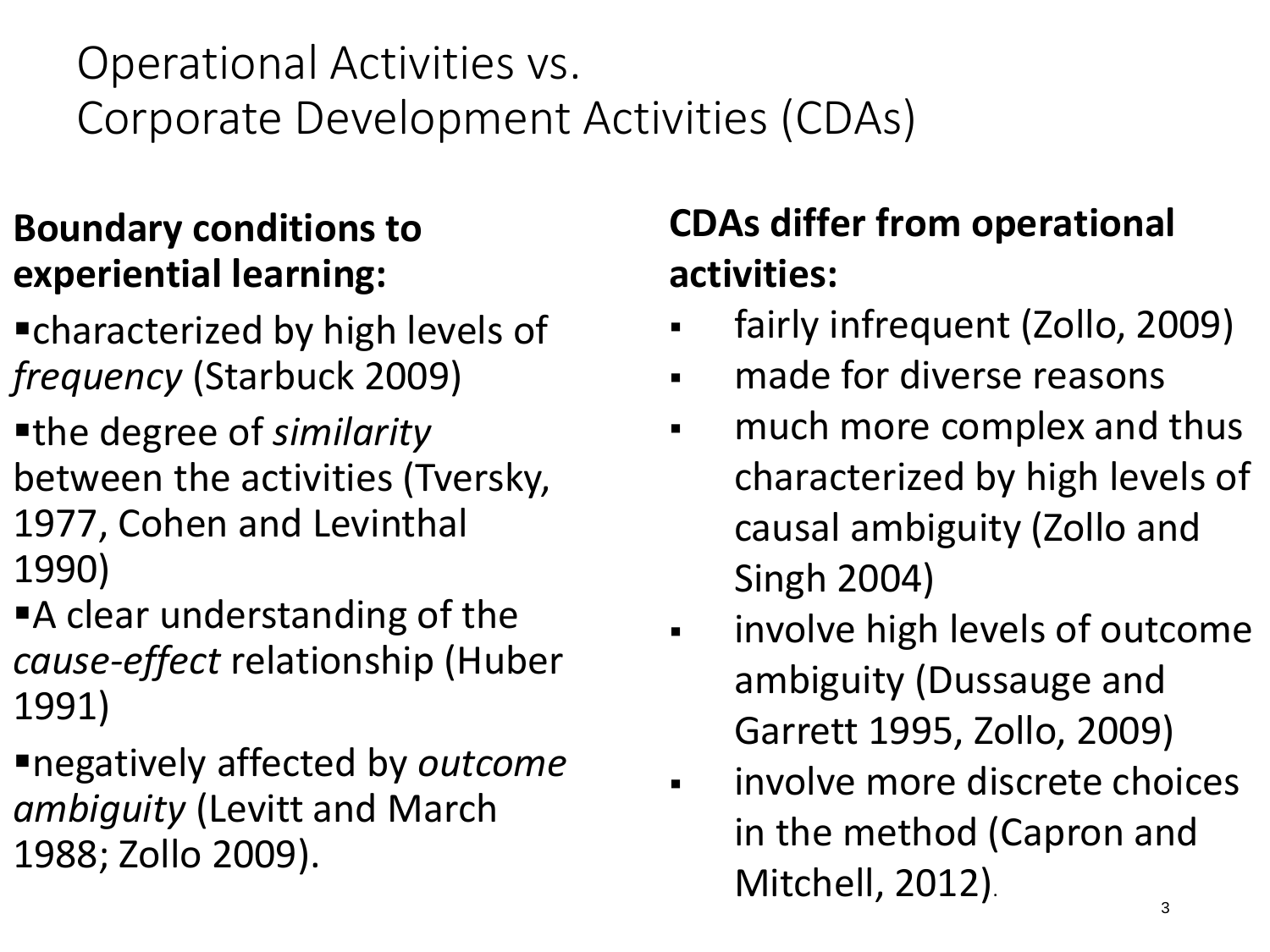# Operational Activities vs. Corporate Development Activities (CDAs)

**Boundary conditions to experiential learning:**

- characterized by high levels of *frequency* (Starbuck 2009)
- the degree of *similarity* between the activities (Tversky, 1977, Cohen and Levinthal 1990)
- A clear understanding of the *cause-effect* relationship (Huber 1991)
- negatively affected by *outcome ambiguity* (Levitt and March 1988; Zollo 2009).

**CDAs differ from operational activities:**

- fairly infrequent (Zollo, 2009)
- made for diverse reasons
- much more complex and thus characterized by high levels of causal ambiguity (Zollo and Singh 2004)
- involve high levels of outcome ambiguity (Dussauge and Garrett 1995, Zollo, 2009)
- involve more discrete choices in the method (Capron and Mitchell, 2012).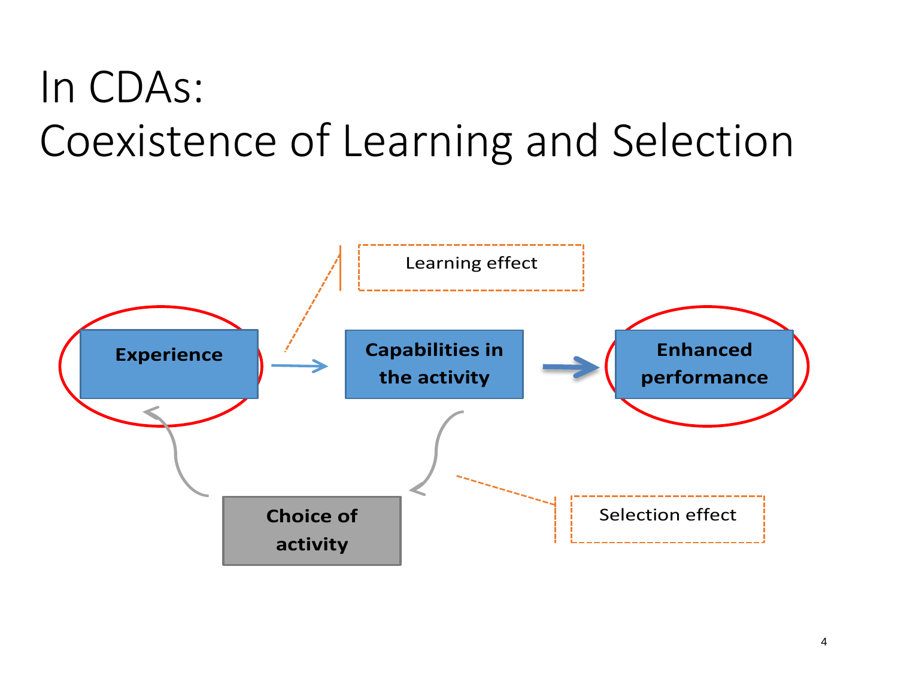# In CDAs: Coexistence of Learning and Selection

Learning effect

Experience → Capabilities in the activity → Enhanced performance

Choice of activity

Selection effect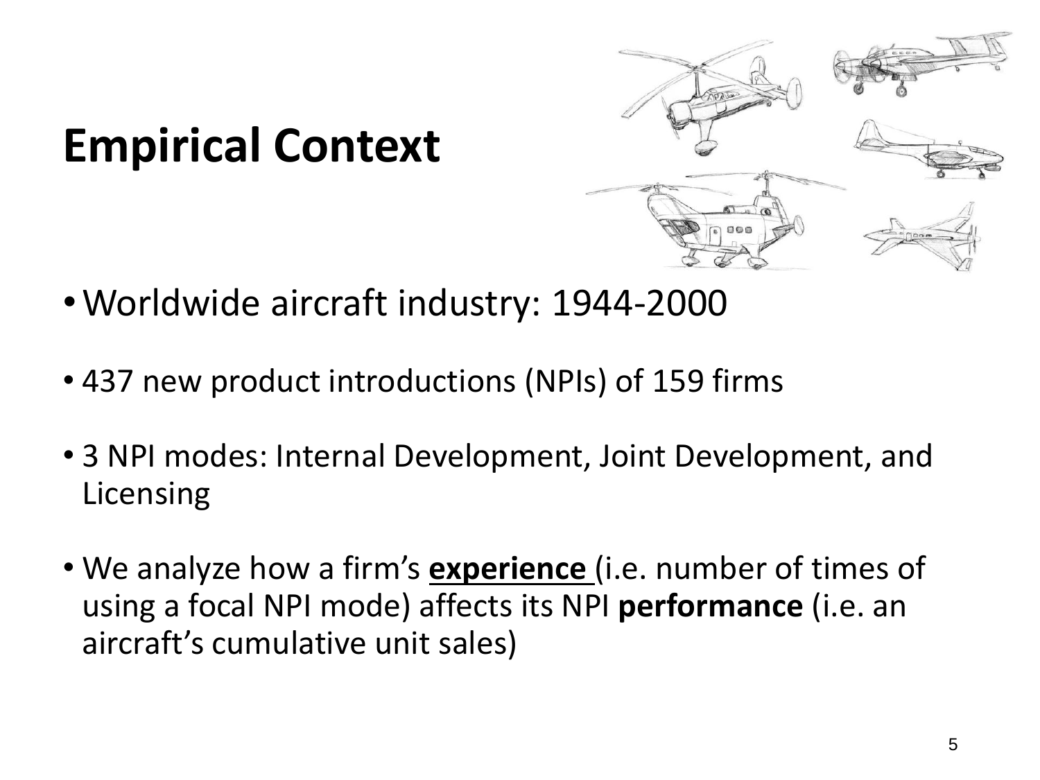# Empirical Context

- Worldwide aircraft industry: 1944-2000
- 437 new product introductions (NPIs) of 159 firms
- 3 NPI modes: Internal Development, Joint Development, and Licensing
- We analyze how a firm's **experience** (i.e. number of times of using a focal NPI mode) affects its NPI **performance** (i.e. an aircraft's cumulative unit sales)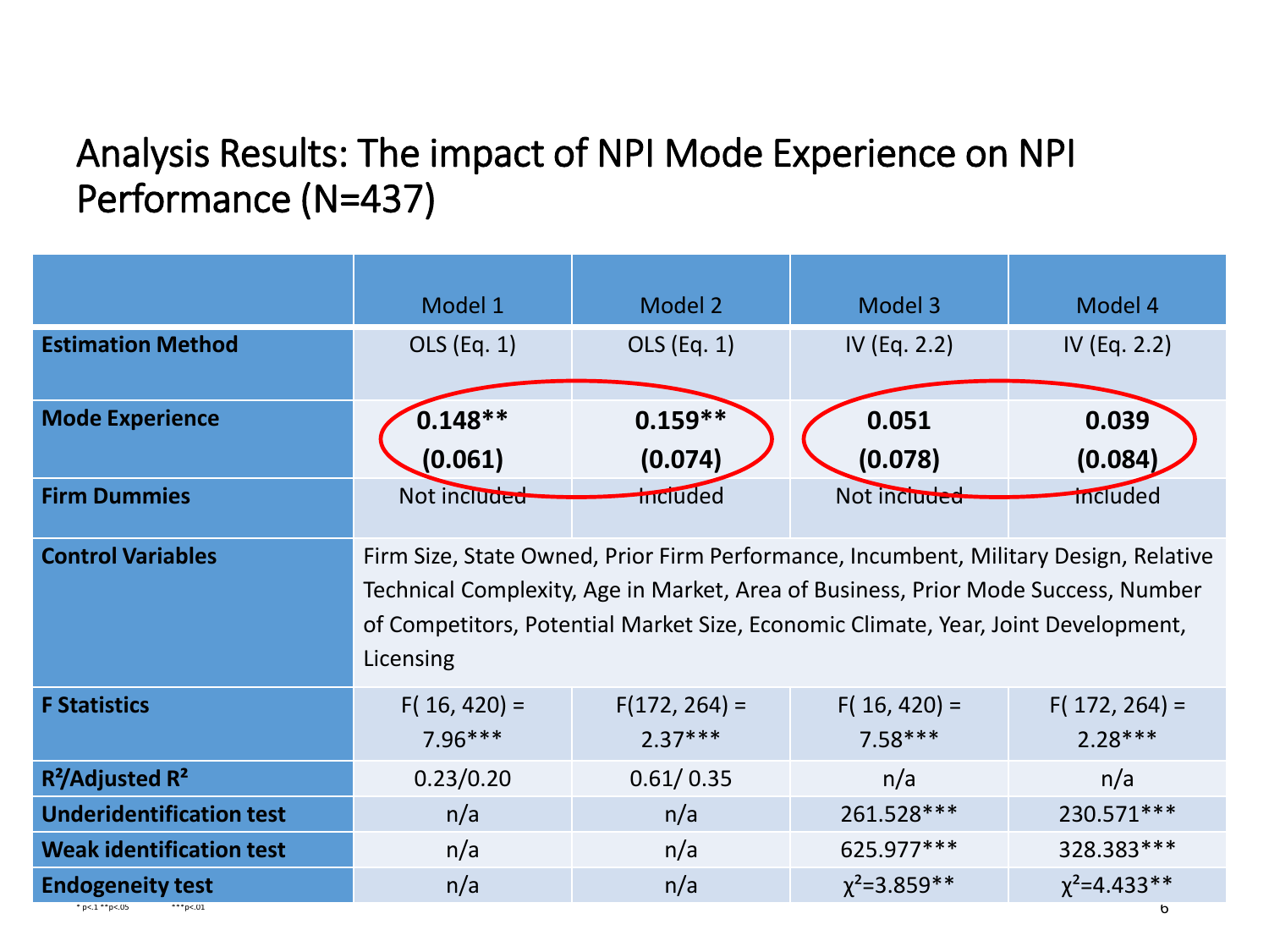# Analysis Results: The impact of NPI Mode Experience on NPI Performance (N=437)

| | Model 1 | Model 2 | Model 3 | Model 4 |
|---|---|---|---|---|
| **Estimation Method** | OLS (Eq. 1) | OLS (Eq. 1) | IV (Eq. 2.2) | IV (Eq. 2.2) |
| **Mode Experience** | **0.148**** **(0.061)** | **0.159**** **(0.074)** | **0.051** **(0.078)** | **0.039** **(0.084)** |
| **Firm Dummies** | Not included | Included | Not included | Included |
| **Control Variables** | Firm Size, State Owned, Prior Firm Performance, Incumbent, Military Design, Relative Technical Complexity, Age in Market, Area of Business, Prior Mode Success, Number of Competitors, Potential Market Size, Economic Climate, Year, Joint Development, Licensing | | | |
| **F Statistics** | $F(16, 420) = 7.96$*** | $F(172, 264) = 2.37$*** | $F(16, 420) = 7.58$*** | $F(172, 264) = 2.28$*** |
| **$R^2$/Adjusted $R^2$** | 0.23/0.20 | 0.61/ 0.35 | n/a | n/a |
| **Underidentification test** | n/a | n/a | 261.528*** | 230.571*** |
| **Weak identification test** | n/a | n/a | 625.977*** | 328.383*** |
| **Endogeneity test** | n/a | n/a | $\chi^2=3.859$** | $\chi^2=4.433$** |

\* p<.1 \*\*p<.05 \*\*\*p<.01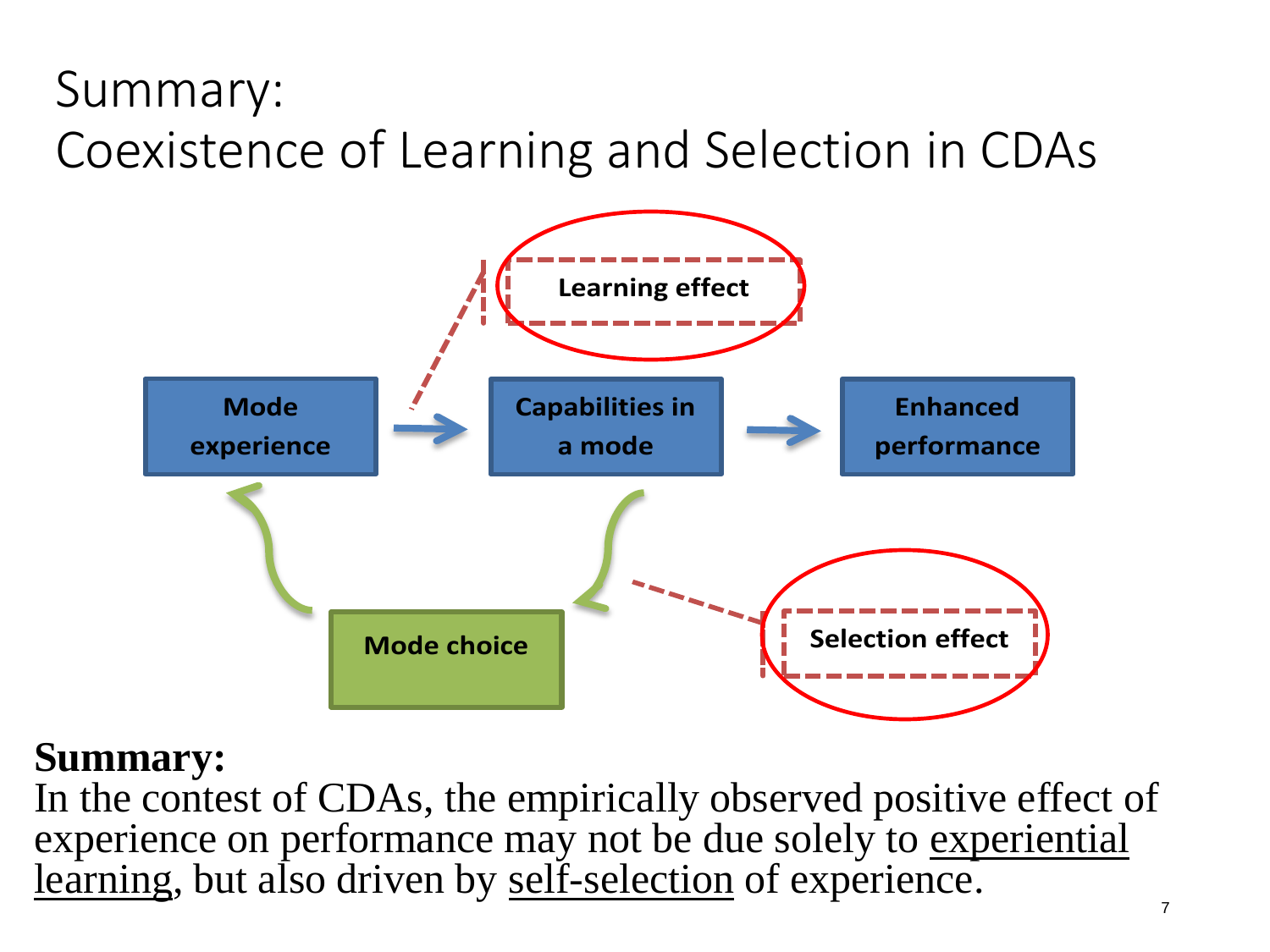# Summary:
# Coexistence of Learning and Selection in CDAs

Learning effect

Mode experience

Capabilities in a mode

Enhanced performance

Mode choice

Selection effect

**Summary:**

In the contest of CDAs, the empirically observed positive effect of experience on performance may not be due solely to experiential learning, but also driven by self-selection of experience.